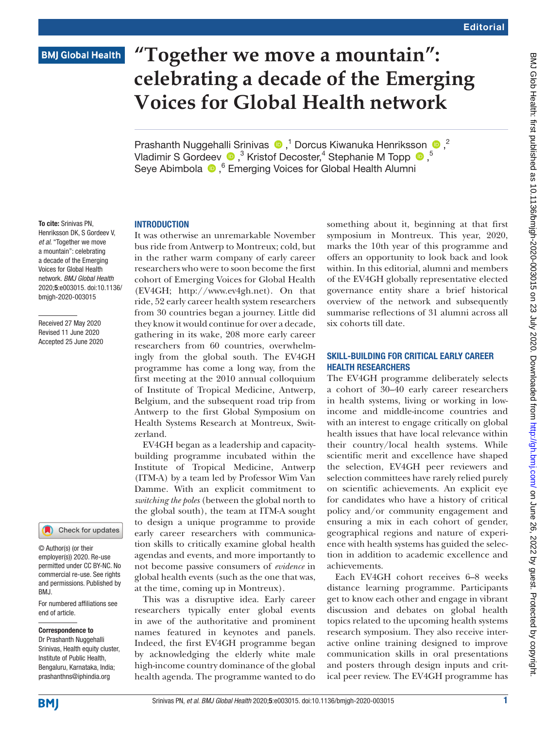# "Together we move a mountain": celebrating a decade of the Emerging Voices for Global Health network

Prashanth Nuggehalli Srinivas [1], Dorcus Kiwanuka Henriksson [2], Vladimir S Gordeev [3], Kristof Decoster [4], Stephanie M Topp [5], Seye Abimbola [6], Emerging Voices for Global Health Alumni

**To cite:** Srinivas PN, Henriksson DK, S Gordeev V, *et al*. "Together we move a mountain": celebrating a decade of the Emerging Voices for Global Health network. *BMJ Global Health* 2020;**5**:e003015. doi:10.1136/bmjgh-2020-003015

Received 27 May 2020
Revised 11 June 2020
Accepted 25 June 2020

© Author(s) (or their employer(s)) 2020. Re-use permitted under CC BY-NC. No commercial re-use. See rights and permissions. Published by BMJ.

For numbered affiliations see end of article.

**Correspondence to**
Dr Prashanth Nuggehalli Srinivas, Health equity cluster, Institute of Public Health, Bengaluru, Karnataka, India; prashanthns@iphindia.org

## INTRODUCTION

It was otherwise an unremarkable November bus ride from Antwerp to Montreux; cold, but in the rather warm company of early career researchers who were to soon become the first cohort of Emerging Voices for Global Health (EV4GH; http://www.ev4gh.net). On that ride, 52 early career health system researchers from 30 countries began a journey. Little did they know it would continue for over a decade, gathering in its wake, 208 more early career researchers from 60 countries, overwhelmingly from the global south. The EV4GH programme has come a long way, from the first meeting at the 2010 annual colloquium of Institute of Tropical Medicine, Antwerp, Belgium, and the subsequent road trip from Antwerp to the first Global Symposium on Health Systems Research at Montreux, Switzerland.

EV4GH began as a leadership and capacity-building programme incubated within the Institute of Tropical Medicine, Antwerp (ITM-A) by a team led by Professor Wim Van Damme. With an explicit commitment to *switching the poles* (between the global north to the global south), the team at ITM-A sought to design a unique programme to provide early career researchers with communication skills to critically examine global health agendas and events, and more importantly to not become passive consumers of *evidence* in global health events (such as the one that was, at the time, coming up in Montreux).

This was a disruptive idea. Early career researchers typically enter global events in awe of the authoritative and prominent names featured in keynotes and panels. Indeed, the first EV4GH programme began by acknowledging the elderly white male high-income country dominance of the global health agenda. The programme wanted to do something about it, beginning at that first symposium in Montreux. This year, 2020, marks the 10th year of this programme and offers an opportunity to look back and look within. In this editorial, alumni and members of the EV4GH globally representative elected governance entity share a brief historical overview of the network and subsequently summarise reflections of 31 alumni across all six cohorts till date.

## SKILL-BUILDING FOR CRITICAL EARLY CAREER HEALTH RESEARCHERS

The EV4GH programme deliberately selects a cohort of 30–40 early career researchers in health systems, living or working in low-income and middle-income countries and with an interest to engage critically on global health issues that have local relevance within their country/local health systems. While scientific merit and excellence have shaped the selection, EV4GH peer reviewers and selection committees have rarely relied purely on scientific achievements. An explicit eye for candidates who have a history of critical policy and/or community engagement and ensuring a mix in each cohort of gender, geographical regions and nature of experience with health systems has guided the selection in addition to academic excellence and achievements.

Each EV4GH cohort receives 6–8 weeks distance learning programme. Participants get to know each other and engage in vibrant discussion and debates on global health topics related to the upcoming health systems research symposium. They also receive interactive online training designed to improve communication skills in oral presentations and posters through design inputs and critical peer review. The EV4GH programme has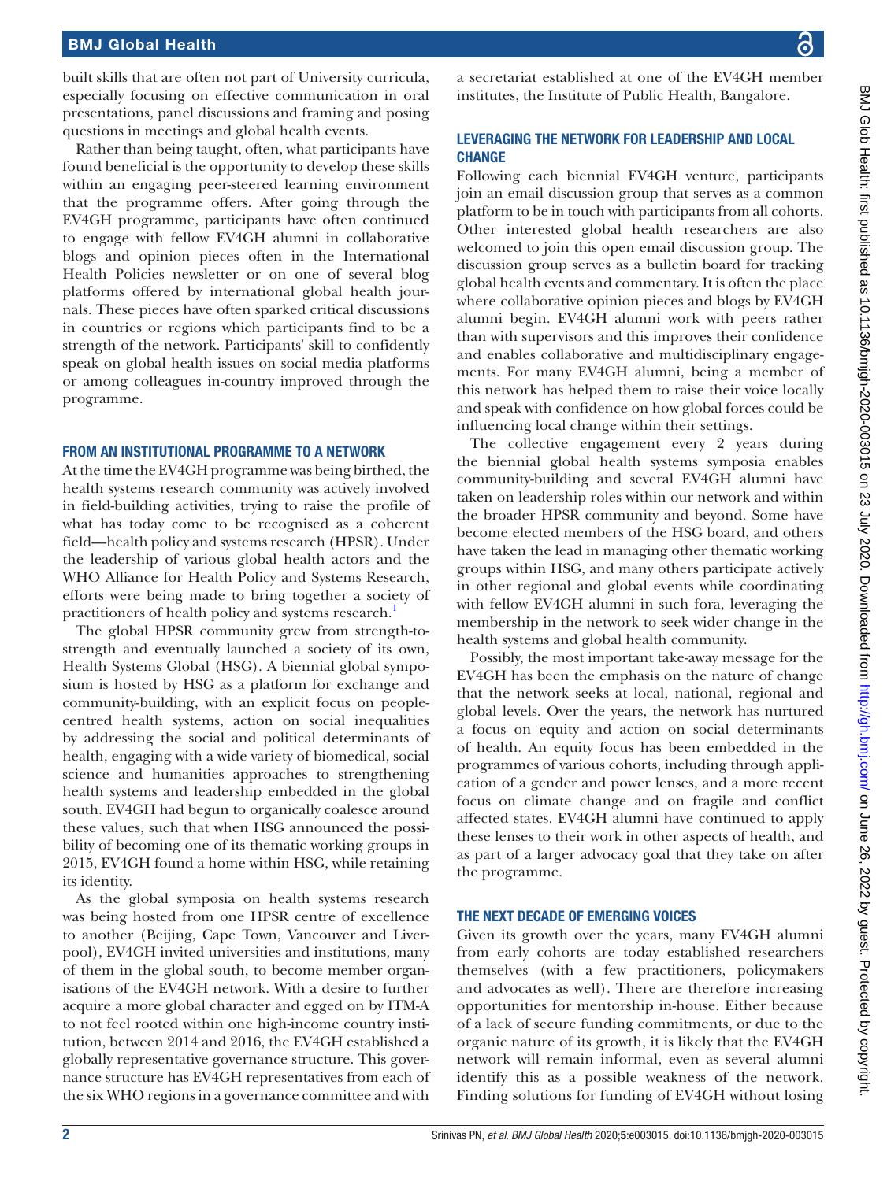built skills that are often not part of University curricula, especially focusing on effective communication in oral presentations, panel discussions and framing and posing questions in meetings and global health events.

Rather than being taught, often, what participants have found beneficial is the opportunity to develop these skills within an engaging peer-steered learning environment that the programme offers. After going through the EV4GH programme, participants have often continued to engage with fellow EV4GH alumni in collaborative blogs and opinion pieces often in the International Health Policies newsletter or on one of several blog platforms offered by international global health journals. These pieces have often sparked critical discussions in countries or regions which participants find to be a strength of the network. Participants' skill to confidently speak on global health issues on social media platforms or among colleagues in-country improved through the programme.

## FROM AN INSTITUTIONAL PROGRAMME TO A NETWORK

At the time the EV4GH programme was being birthed, the health systems research community was actively involved in field-building activities, trying to raise the profile of what has today come to be recognised as a coherent field—health policy and systems research (HPSR). Under the leadership of various global health actors and the WHO Alliance for Health Policy and Systems Research, efforts were being made to bring together a society of practitioners of health policy and systems research.[1]

The global HPSR community grew from strength-to-strength and eventually launched a society of its own, Health Systems Global (HSG). A biennial global symposium is hosted by HSG as a platform for exchange and community-building, with an explicit focus on people-centred health systems, action on social inequalities by addressing the social and political determinants of health, engaging with a wide variety of biomedical, social science and humanities approaches to strengthening health systems and leadership embedded in the global south. EV4GH had begun to organically coalesce around these values, such that when HSG announced the possibility of becoming one of its thematic working groups in 2015, EV4GH found a home within HSG, while retaining its identity.

As the global symposia on health systems research was being hosted from one HPSR centre of excellence to another (Beijing, Cape Town, Vancouver and Liverpool), EV4GH invited universities and institutions, many of them in the global south, to become member organisations of the EV4GH network. With a desire to further acquire a more global character and egged on by ITM-A to not feel rooted within one high-income country institution, between 2014 and 2016, the EV4GH established a globally representative governance structure. This governance structure has EV4GH representatives from each of the six WHO regions in a governance committee and with a secretariat established at one of the EV4GH member institutes, the Institute of Public Health, Bangalore.

## LEVERAGING THE NETWORK FOR LEADERSHIP AND LOCAL CHANGE

Following each biennial EV4GH venture, participants join an email discussion group that serves as a common platform to be in touch with participants from all cohorts. Other interested global health researchers are also welcomed to join this open email discussion group. The discussion group serves as a bulletin board for tracking global health events and commentary. It is often the place where collaborative opinion pieces and blogs by EV4GH alumni begin. EV4GH alumni work with peers rather than with supervisors and this improves their confidence and enables collaborative and multidisciplinary engagements. For many EV4GH alumni, being a member of this network has helped them to raise their voice locally and speak with confidence on how global forces could be influencing local change within their settings.

The collective engagement every 2 years during the biennial global health systems symposia enables community-building and several EV4GH alumni have taken on leadership roles within our network and within the broader HPSR community and beyond. Some have become elected members of the HSG board, and others have taken the lead in managing other thematic working groups within HSG, and many others participate actively in other regional and global events while coordinating with fellow EV4GH alumni in such fora, leveraging the membership in the network to seek wider change in the health systems and global health community.

Possibly, the most important take-away message for the EV4GH has been the emphasis on the nature of change that the network seeks at local, national, regional and global levels. Over the years, the network has nurtured a focus on equity and action on social determinants of health. An equity focus has been embedded in the programmes of various cohorts, including through application of a gender and power lenses, and a more recent focus on climate change and on fragile and conflict affected states. EV4GH alumni have continued to apply these lenses to their work in other aspects of health, and as part of a larger advocacy goal that they take on after the programme.

## THE NEXT DECADE OF EMERGING VOICES

Given its growth over the years, many EV4GH alumni from early cohorts are today established researchers themselves (with a few practitioners, policymakers and advocates as well). There are therefore increasing opportunities for mentorship in-house. Either because of a lack of secure funding commitments, or due to the organic nature of its growth, it is likely that the EV4GH network will remain informal, even as several alumni identify this as a possible weakness of the network. Finding solutions for funding of EV4GH without losing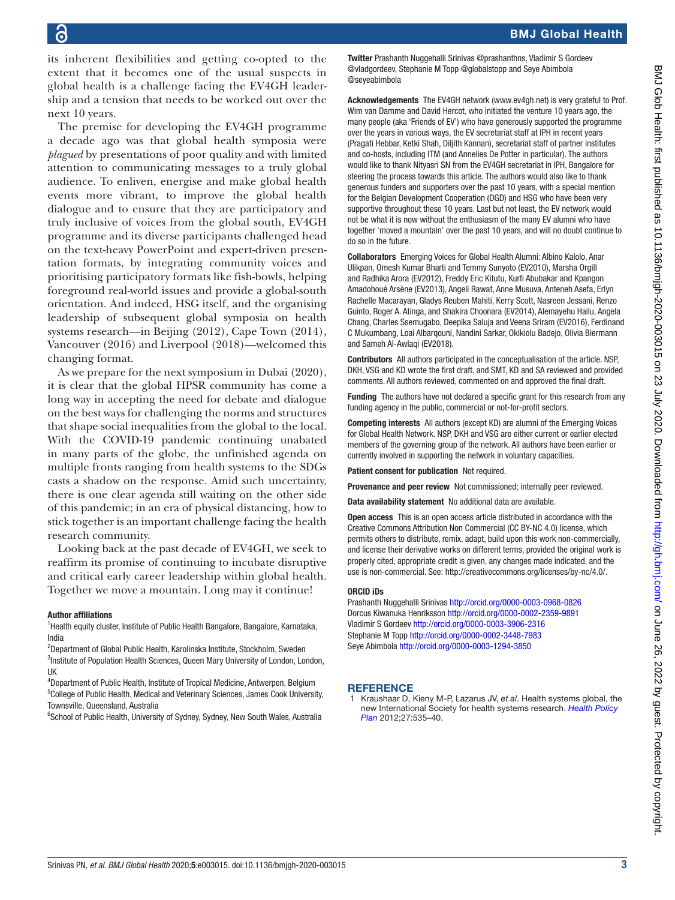its inherent flexibilities and getting co-opted to the extent that it becomes one of the usual suspects in global health is a challenge facing the EV4GH leadership and a tension that needs to be worked out over the next 10 years.

The premise for developing the EV4GH programme a decade ago was that global health symposia were *plagued* by presentations of poor quality and with limited attention to communicating messages to a truly global audience. To enliven, energise and make global health events more vibrant, to improve the global health dialogue and to ensure that they are participatory and truly inclusive of voices from the global south, EV4GH programme and its diverse participants challenged head on the text-heavy PowerPoint and expert-driven presentation formats, by integrating community voices and prioritising participatory formats like fish-bowls, helping foreground real-world issues and provide a global-south orientation. And indeed, HSG itself, and the organising leadership of subsequent global symposia on health systems research—in Beijing (2012), Cape Town (2014), Vancouver (2016) and Liverpool (2018)—welcomed this changing format.

As we prepare for the next symposium in Dubai (2020), it is clear that the global HPSR community has come a long way in accepting the need for debate and dialogue on the best ways for challenging the norms and structures that shape social inequalities from the global to the local. With the COVID-19 pandemic continuing unabated in many parts of the globe, the unfinished agenda on multiple fronts ranging from health systems to the SDGs casts a shadow on the response. Amid such uncertainty, there is one clear agenda still waiting on the other side of this pandemic; in an era of physical distancing, how to stick together is an important challenge facing the health research community.

Looking back at the past decade of EV4GH, we seek to reaffirm its promise of continuing to incubate disruptive and critical early career leadership within global health. Together we move a mountain. Long may it continue!

#### Author affiliations

[1]Health equity cluster, Institute of Public Health Bangalore, Bangalore, Karnataka, India
[2]Department of Global Public Health, Karolinska Institute, Stockholm, Sweden
[3]Institute of Population Health Sciences, Queen Mary University of London, London, UK
[4]Department of Public Health, Institute of Tropical Medicine, Antwerpen, Belgium
[5]College of Public Health, Medical and Veterinary Sciences, James Cook University, Townsville, Queensland, Australia
[6]School of Public Health, University of Sydney, Sydney, New South Wales, Australia

**Twitter** Prashanth Nuggehalli Srinivas @prashanthns, Vladimir S Gordeev @vladgordeev, Stephanie M Topp @globalstopp and Seye Abimbola @seyeabimbola

**Acknowledgements** The EV4GH network (www.ev4gh.net) is very grateful to Prof. Wim van Damme and David Hercot, who initiated the venture 10 years ago, the many people (aka 'Friends of EV') who have generously supported the programme over the years in various ways, the EV secretariat staff at IPH in recent years (Pragati Hebbar, Ketki Shah, Diljith Kannan), secretariat staff of partner institutes and co-hosts, including ITM (and Annelies De Potter in particular). The authors would like to thank Nityasri SN from the EV4GH secretariat in IPH, Bangalore for steering the process towards this article. The authors would also like to thank generous funders and supporters over the past 10 years, with a special mention for the Belgian Development Cooperation (DGD) and HSG who have been very supportive throughout these 10 years. Last but not least, the EV network would not be what it is now without the enthusiasm of the many EV alumni who have together 'moved a mountain' over the past 10 years, and will no doubt continue to do so in the future.

**Collaborators** Emerging Voices for Global Health Alumni: Albino Kalolo, Anar Ulikpan, Omesh Kumar Bharti and Temmy Sunyoto (EV2010), Marsha Orgill and Radhika Arora (EV2012), Freddy Eric Kitutu, Kurfi Abubakar and Kpangon Amadohoué Arsène (EV2013), Angeli Rawat, Anne Musuva, Anteneh Asefa, Erlyn Rachelle Macarayan, Gladys Reuben Mahiti, Kerry Scott, Nasreen Jessani, Renzo Guinto, Roger A. Atinga, and Shakira Choonara (EV2014), Alemayehu Hailu, Angela Chang, Charles Ssemugabo, Deepika Saluja and Veena Sriram (EV2016), Ferdinand C Mukumbang, Loai Albarqouni, Nandini Sarkar, Okikiolu Badejo, Olivia Biermann and Sameh Al-Awlaqi (EV2018).

**Contributors** All authors participated in the conceptualisation of the article. NSP, DKH, VSG and KD wrote the first draft, and SMT, KD and SA reviewed and provided comments. All authors reviewed, commented on and approved the final draft.

**Funding** The authors have not declared a specific grant for this research from any funding agency in the public, commercial or not-for-profit sectors.

**Competing interests** All authors (except KD) are alumni of the Emerging Voices for Global Health Network. NSP, DKH and VSG are either current or earlier elected members of the governing group of the network. All authors have been earlier or currently involved in supporting the network in voluntary capacities.

**Patient consent for publication** Not required.

**Provenance and peer review** Not commissioned; internally peer reviewed.

**Data availability statement** No additional data are available.

**Open access** This is an open access article distributed in accordance with the Creative Commons Attribution Non Commercial (CC BY-NC 4.0) license, which permits others to distribute, remix, adapt, build upon this work non-commercially, and license their derivative works on different terms, provided the original work is properly cited, appropriate credit is given, any changes made indicated, and the use is non-commercial. See: http://creativecommons.org/licenses/by-nc/4.0/.

#### ORCID iDs

Prashanth Nuggehalli Srinivas http://orcid.org/0000-0003-0968-0826
Dorcus Kiwanuka Henriksson http://orcid.org/0000-0002-2359-9891
Vladimir S Gordeev http://orcid.org/0000-0003-3906-2316
Stephanie M Topp http://orcid.org/0000-0002-3448-7983
Seye Abimbola http://orcid.org/0000-0003-1294-3850

## REFERENCE

1. Kraushaar D, Kieny M-P, Lazarus JV, *et al*. Health systems global, the new International Society for health systems research. *Health Policy Plan* 2012;27:535–40.